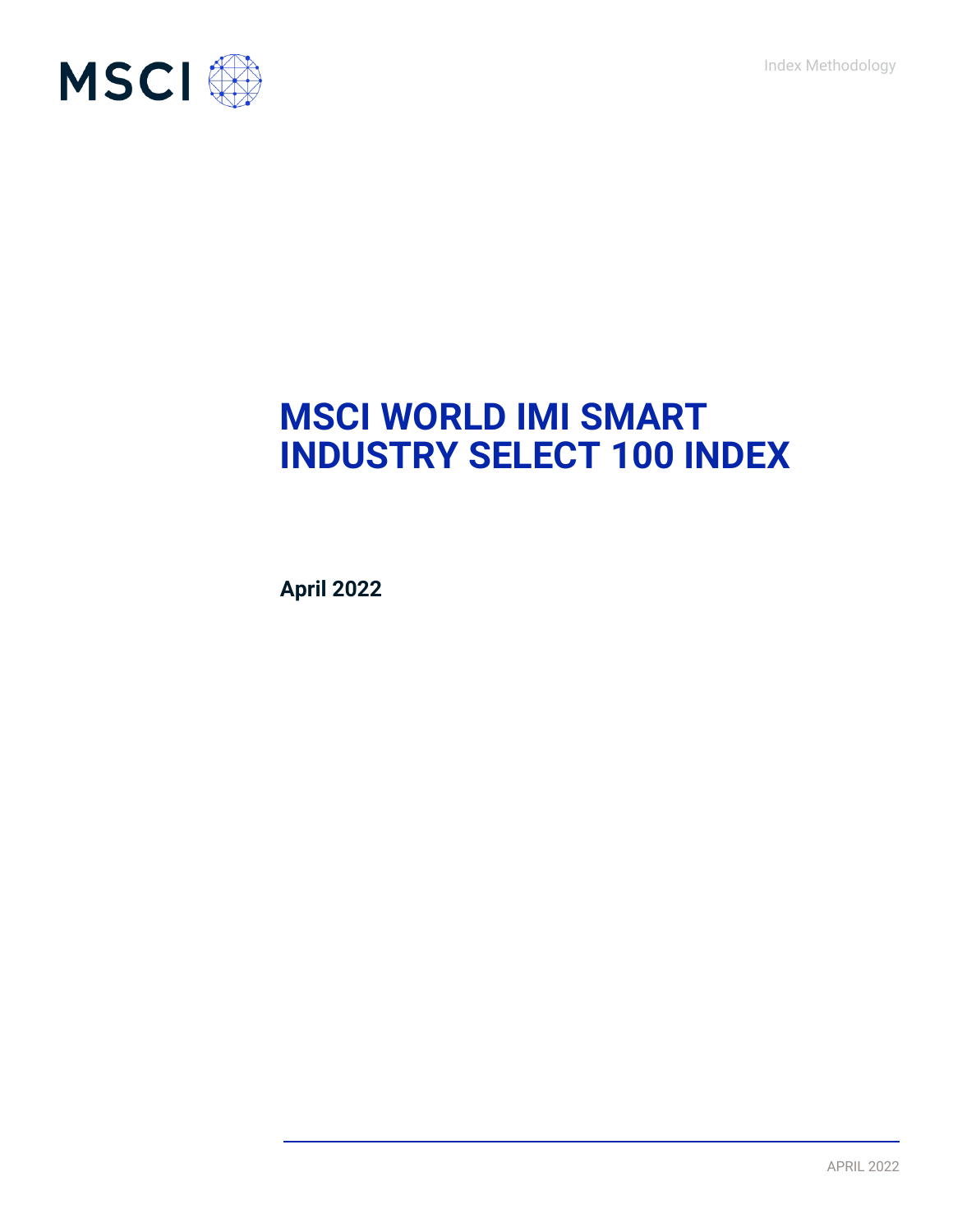# MSCI WORLD IMI SMART INDUSTRY SELECT 100 INDEX

**April 2022**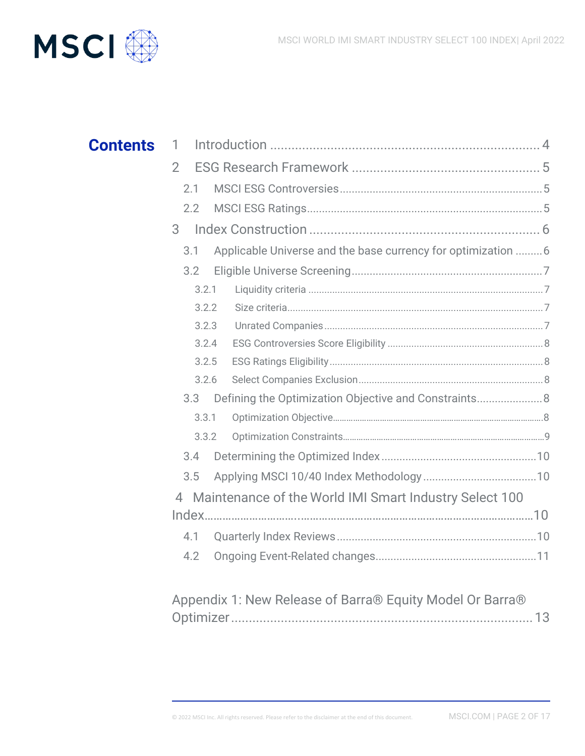# Contents

1 Introduction ... 4

2 ESG Research Framework ... 5

- 2.1 MSCI ESG Controversies ... 5
- 2.2 MSCI ESG Ratings ... 5

3 Index Construction ... 6

- 3.1 Applicable Universe and the base currency for optimization ... 6
- 3.2 Eligible Universe Screening ... 7
  - 3.2.1 Liquidity criteria ... 7
  - 3.2.2 Size criteria ... 7
  - 3.2.3 Unrated Companies ... 7
  - 3.2.4 ESG Controversies Score Eligibility ... 8
  - 3.2.5 ESG Ratings Eligibility ... 8
  - 3.2.6 Select Companies Exclusion ... 8
- 3.3 Defining the Optimization Objective and Constraints ... 8
  - 3.3.1 Optimization Objective ... 8
  - 3.3.2 Optimization Constraints ... 9
- 3.4 Determining the Optimized Index ... 10
- 3.5 Applying MSCI 10/40 Index Methodology ... 10

4 Maintenance of the World IMI Smart Industry Select 100 Index ... 10

- 4.1 Quarterly Index Reviews ... 10
- 4.2 Ongoing Event-Related changes ... 11

Appendix 1: New Release of Barra® Equity Model Or Barra® Optimizer ... 13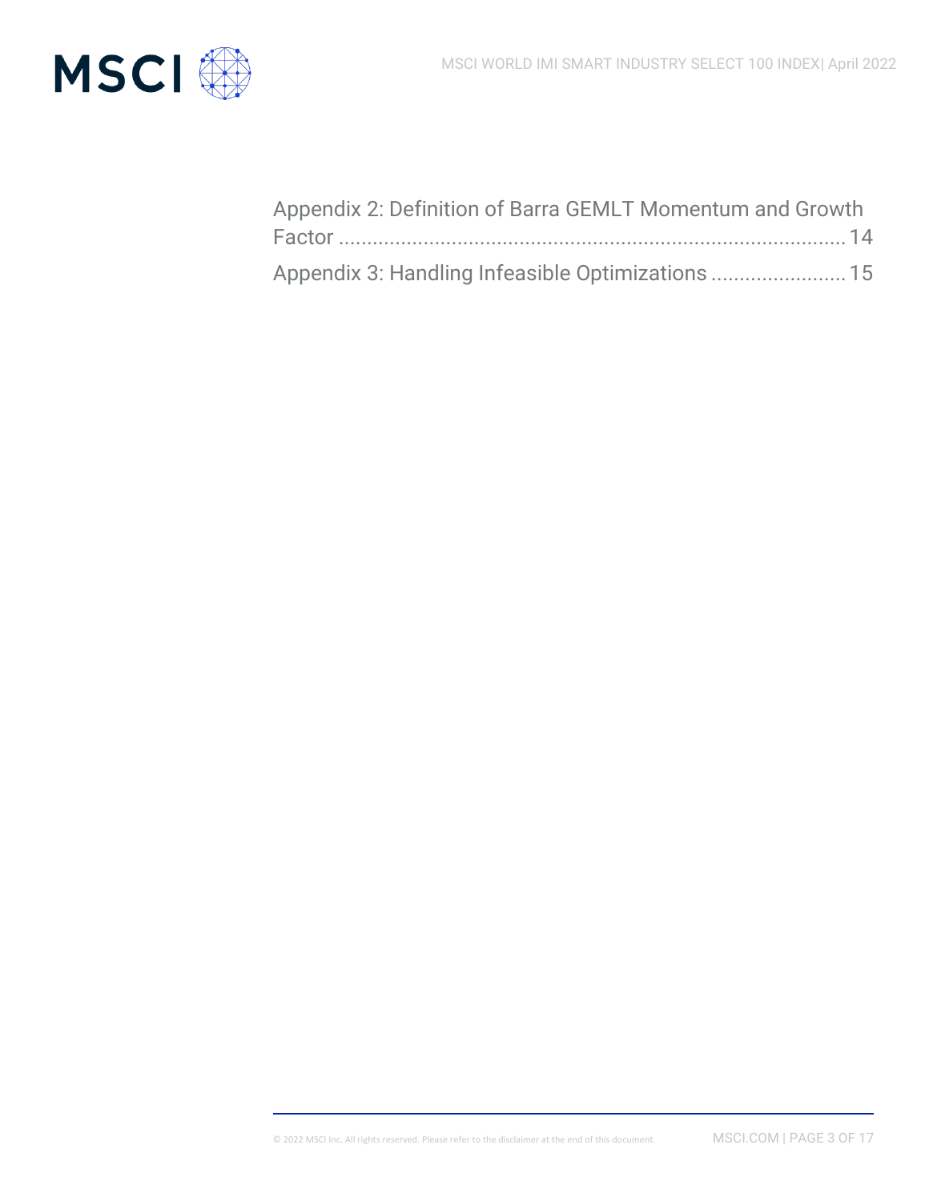Appendix 2: Definition of Barra GEMLT Momentum and Growth Factor ........................................................................................ 14

Appendix 3: Handling Infeasible Optimizations ........................ 15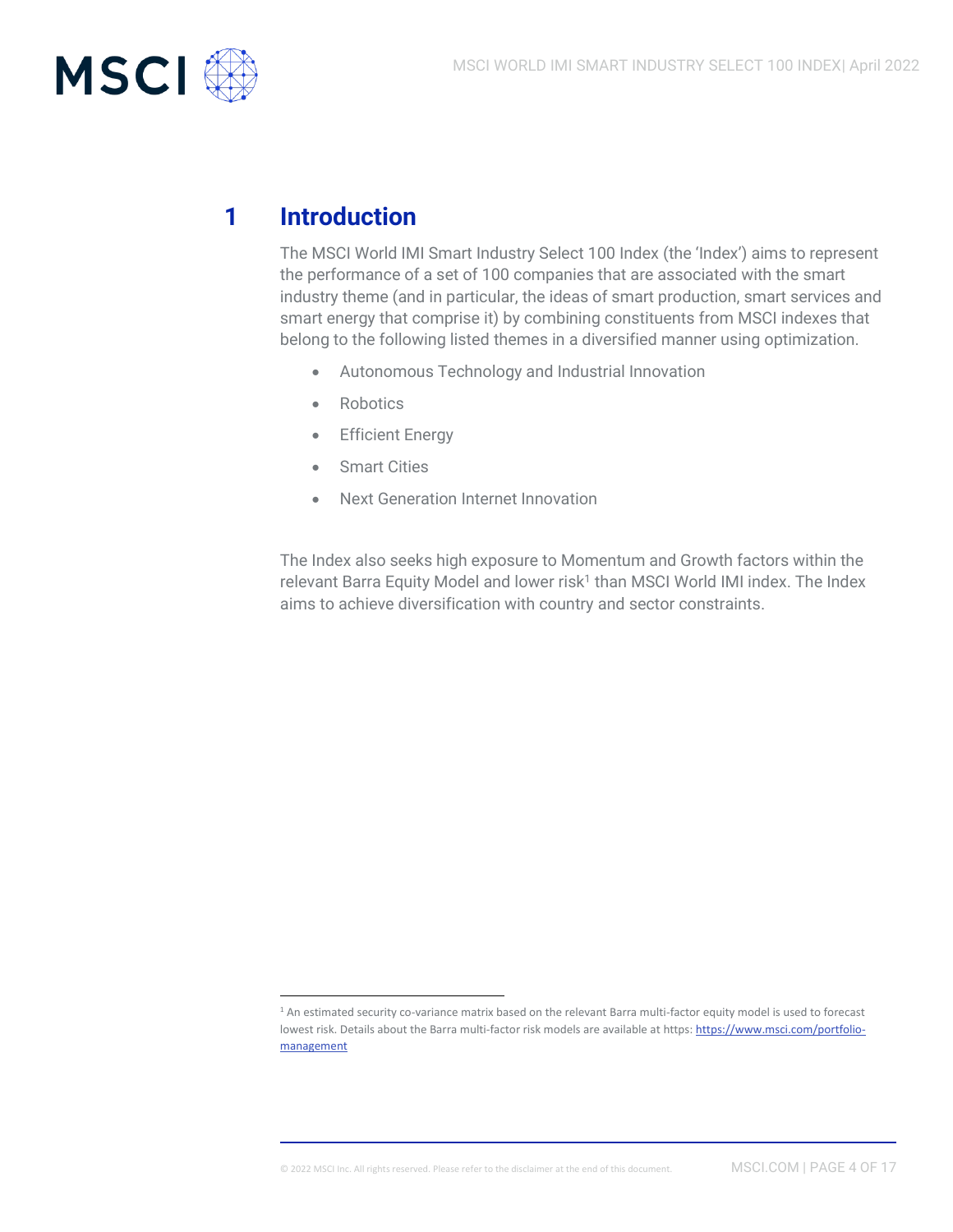# 1 Introduction

The MSCI World IMI Smart Industry Select 100 Index (the 'Index') aims to represent the performance of a set of 100 companies that are associated with the smart industry theme (and in particular, the ideas of smart production, smart services and smart energy that comprise it) by combining constituents from MSCI indexes that belong to the following listed themes in a diversified manner using optimization.

- Autonomous Technology and Industrial Innovation
- Robotics
- Efficient Energy
- Smart Cities
- Next Generation Internet Innovation

The Index also seeks high exposure to Momentum and Growth factors within the relevant Barra Equity Model and lower risk[1] than MSCI World IMI index. The Index aims to achieve diversification with country and sector constraints.

[1] An estimated security co-variance matrix based on the relevant Barra multi-factor equity model is used to forecast lowest risk. Details about the Barra multi-factor risk models are available at https: https://www.msci.com/portfolio-management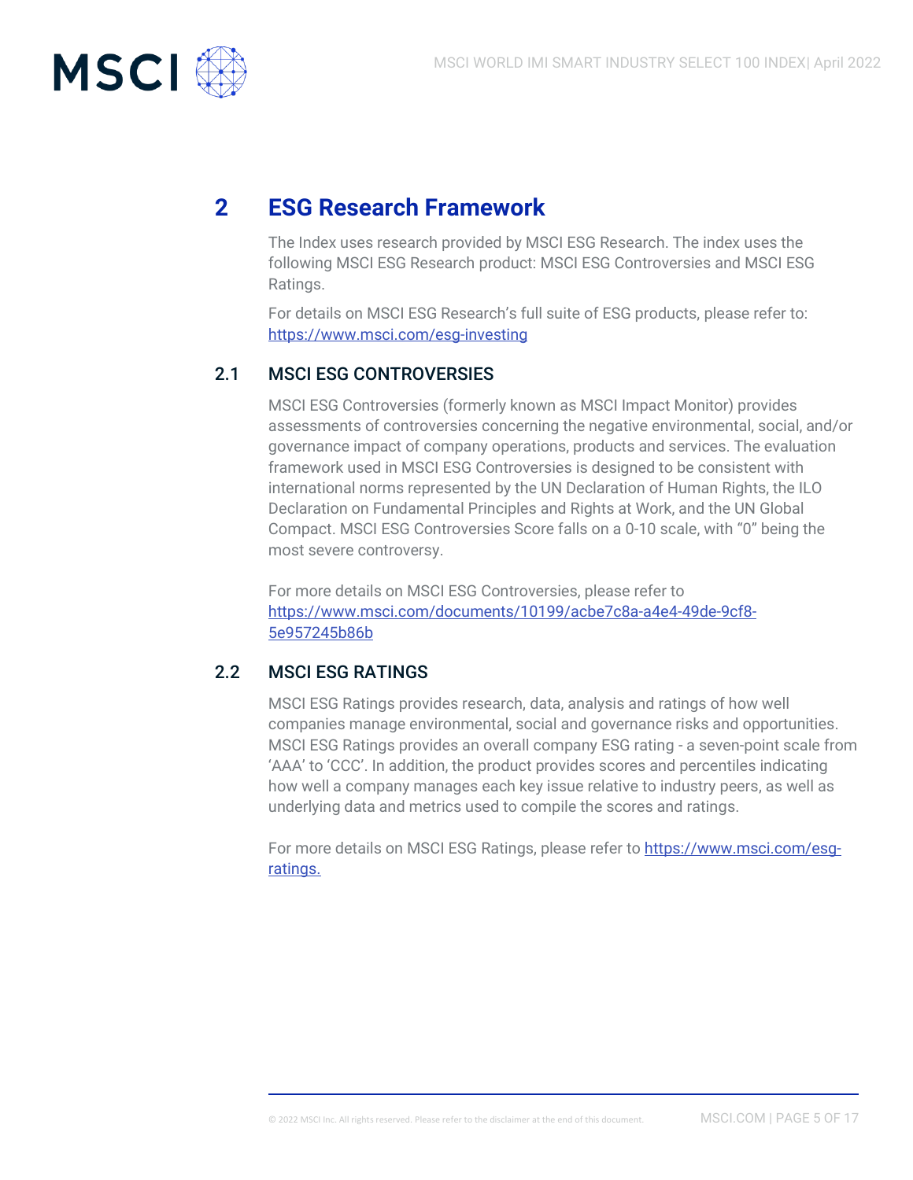## 2 ESG Research Framework

The Index uses research provided by MSCI ESG Research. The index uses the following MSCI ESG Research product: MSCI ESG Controversies and MSCI ESG Ratings.

For details on MSCI ESG Research's full suite of ESG products, please refer to: https://www.msci.com/esg-investing

### 2.1 MSCI ESG CONTROVERSIES

MSCI ESG Controversies (formerly known as MSCI Impact Monitor) provides assessments of controversies concerning the negative environmental, social, and/or governance impact of company operations, products and services. The evaluation framework used in MSCI ESG Controversies is designed to be consistent with international norms represented by the UN Declaration of Human Rights, the ILO Declaration on Fundamental Principles and Rights at Work, and the UN Global Compact. MSCI ESG Controversies Score falls on a 0-10 scale, with "0" being the most severe controversy.

For more details on MSCI ESG Controversies, please refer to https://www.msci.com/documents/10199/acbe7c8a-a4e4-49de-9cf8-5e957245b86b

### 2.2 MSCI ESG RATINGS

MSCI ESG Ratings provides research, data, analysis and ratings of how well companies manage environmental, social and governance risks and opportunities. MSCI ESG Ratings provides an overall company ESG rating - a seven-point scale from 'AAA' to 'CCC'. In addition, the product provides scores and percentiles indicating how well a company manages each key issue relative to industry peers, as well as underlying data and metrics used to compile the scores and ratings.

For more details on MSCI ESG Ratings, please refer to https://www.msci.com/esg-ratings.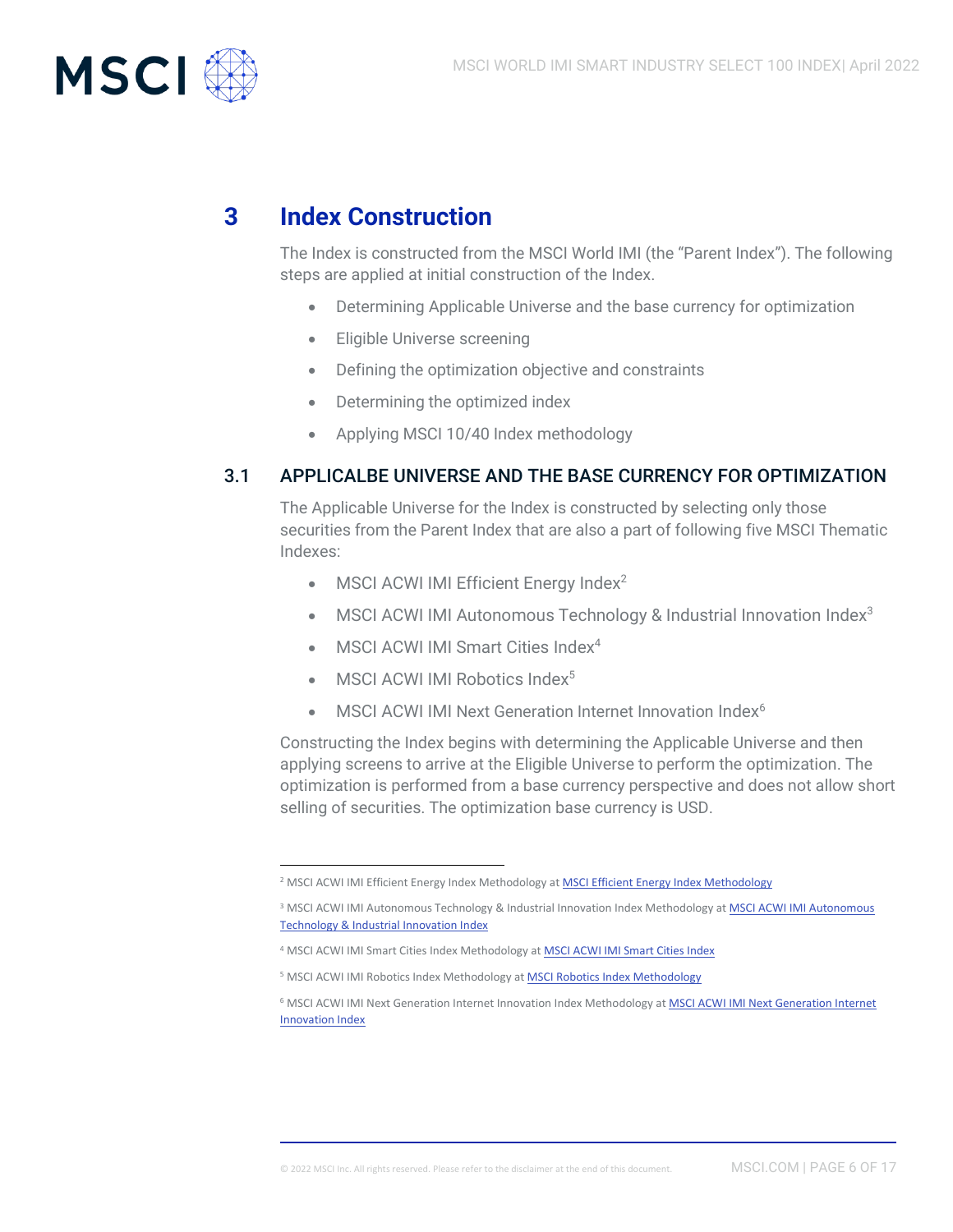# 3 Index Construction

The Index is constructed from the MSCI World IMI (the "Parent Index"). The following steps are applied at initial construction of the Index.

- Determining Applicable Universe and the base currency for optimization
- Eligible Universe screening
- Defining the optimization objective and constraints
- Determining the optimized index
- Applying MSCI 10/40 Index methodology

## 3.1 APPLICALBE UNIVERSE AND THE BASE CURRENCY FOR OPTIMIZATION

The Applicable Universe for the Index is constructed by selecting only those securities from the Parent Index that are also a part of following five MSCI Thematic Indexes:

- MSCI ACWI IMI Efficient Energy Index[2]
- MSCI ACWI IMI Autonomous Technology & Industrial Innovation Index[3]
- MSCI ACWI IMI Smart Cities Index[4]
- MSCI ACWI IMI Robotics Index[5]
- MSCI ACWI IMI Next Generation Internet Innovation Index[6]

Constructing the Index begins with determining the Applicable Universe and then applying screens to arrive at the Eligible Universe to perform the optimization. The optimization is performed from a base currency perspective and does not allow short selling of securities. The optimization base currency is USD.

---

[2] MSCI ACWI IMI Efficient Energy Index Methodology at MSCI Efficient Energy Index Methodology

[3] MSCI ACWI IMI Autonomous Technology & Industrial Innovation Index Methodology at MSCI ACWI IMI Autonomous Technology & Industrial Innovation Index

[4] MSCI ACWI IMI Smart Cities Index Methodology at MSCI ACWI IMI Smart Cities Index

[5] MSCI ACWI IMI Robotics Index Methodology at MSCI Robotics Index Methodology

[6] MSCI ACWI IMI Next Generation Internet Innovation Index Methodology at MSCI ACWI IMI Next Generation Internet Innovation Index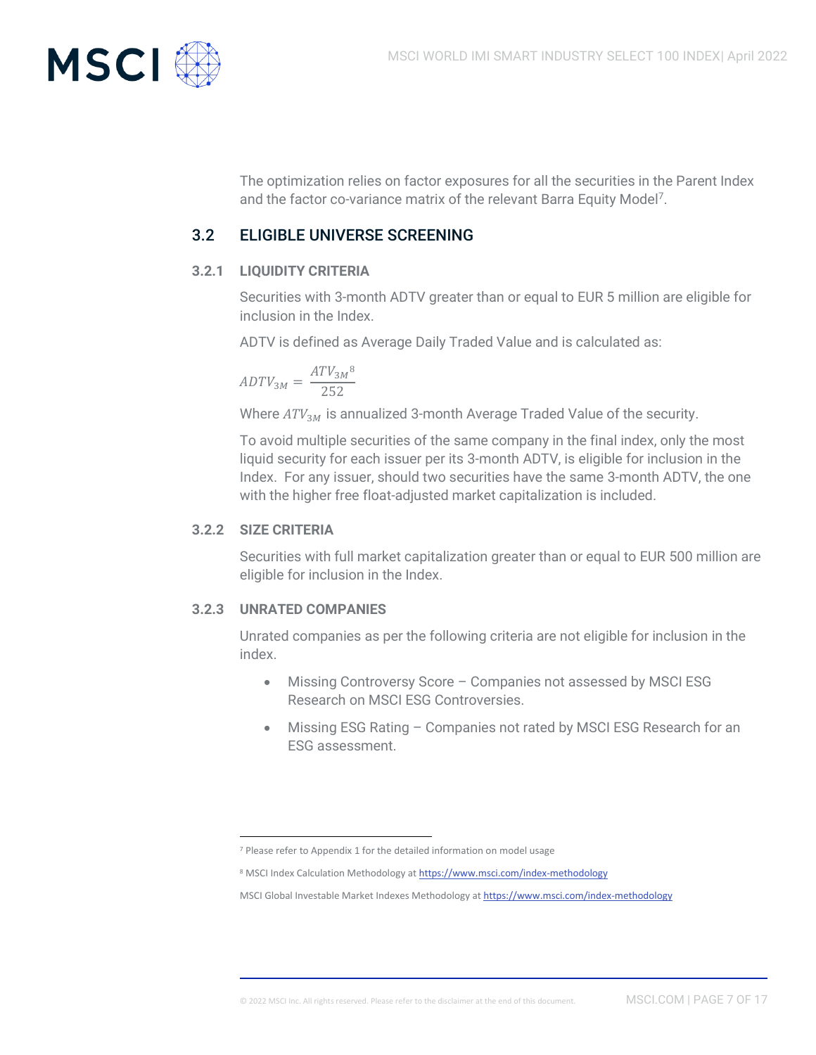The optimization relies on factor exposures for all the securities in the Parent Index and the factor co-variance matrix of the relevant Barra Equity Model[7].

## 3.2 ELIGIBLE UNIVERSE SCREENING

### 3.2.1 LIQUIDITY CRITERIA

Securities with 3-month ADTV greater than or equal to EUR 5 million are eligible for inclusion in the Index.

ADTV is defined as Average Daily Traded Value and is calculated as:

$$ADTV_{3M} = \frac{ATV_{3M}{}^{8}}{252}$$

Where $ATV_{3M}$ is annualized 3-month Average Traded Value of the security.

To avoid multiple securities of the same company in the final index, only the most liquid security for each issuer per its 3-month ADTV, is eligible for inclusion in the Index. For any issuer, should two securities have the same 3-month ADTV, the one with the higher free float-adjusted market capitalization is included.

### 3.2.2 SIZE CRITERIA

Securities with full market capitalization greater than or equal to EUR 500 million are eligible for inclusion in the Index.

### 3.2.3 UNRATED COMPANIES

Unrated companies as per the following criteria are not eligible for inclusion in the index.

- Missing Controversy Score – Companies not assessed by MSCI ESG Research on MSCI ESG Controversies.
- Missing ESG Rating – Companies not rated by MSCI ESG Research for an ESG assessment.

---

[7] Please refer to Appendix 1 for the detailed information on model usage

[8] MSCI Index Calculation Methodology at https://www.msci.com/index-methodology

MSCI Global Investable Market Indexes Methodology at https://www.msci.com/index-methodology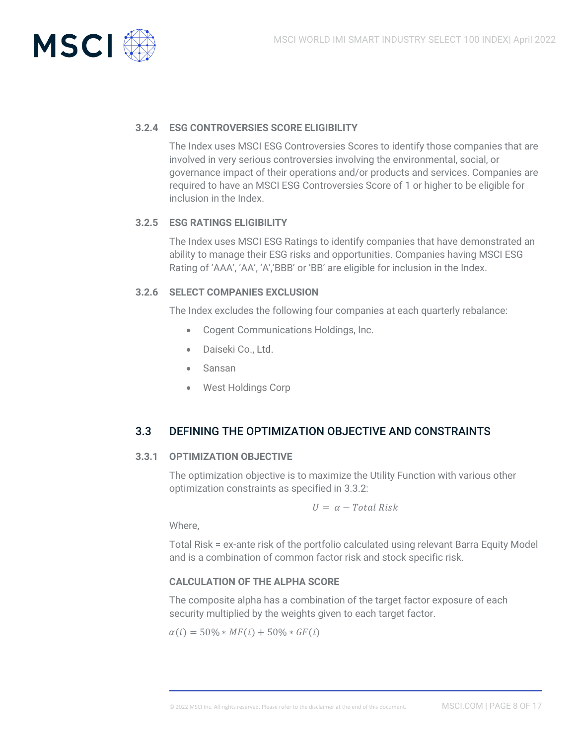### 3.2.4 ESG CONTROVERSIES SCORE ELIGIBILITY

The Index uses MSCI ESG Controversies Scores to identify those companies that are involved in very serious controversies involving the environmental, social, or governance impact of their operations and/or products and services. Companies are required to have an MSCI ESG Controversies Score of 1 or higher to be eligible for inclusion in the Index.

### 3.2.5 ESG RATINGS ELIGIBILITY

The Index uses MSCI ESG Ratings to identify companies that have demonstrated an ability to manage their ESG risks and opportunities. Companies having MSCI ESG Rating of 'AAA', 'AA', 'A','BBB' or 'BB' are eligible for inclusion in the Index.

### 3.2.6 SELECT COMPANIES EXCLUSION

The Index excludes the following four companies at each quarterly rebalance:

- Cogent Communications Holdings, Inc.
- Daiseki Co., Ltd.
- Sansan
- West Holdings Corp

## 3.3 DEFINING THE OPTIMIZATION OBJECTIVE AND CONSTRAINTS

### 3.3.1 OPTIMIZATION OBJECTIVE

The optimization objective is to maximize the Utility Function with various other optimization constraints as specified in 3.3.2:

$$U = \alpha - Total\ Risk$$

Where,

Total Risk = ex-ante risk of the portfolio calculated using relevant Barra Equity Model and is a combination of common factor risk and stock specific risk.

**CALCULATION OF THE ALPHA SCORE**

The composite alpha has a combination of the target factor exposure of each security multiplied by the weights given to each target factor.

$$\alpha(i) = 50\% * MF(i) + 50\% * GF(i)$$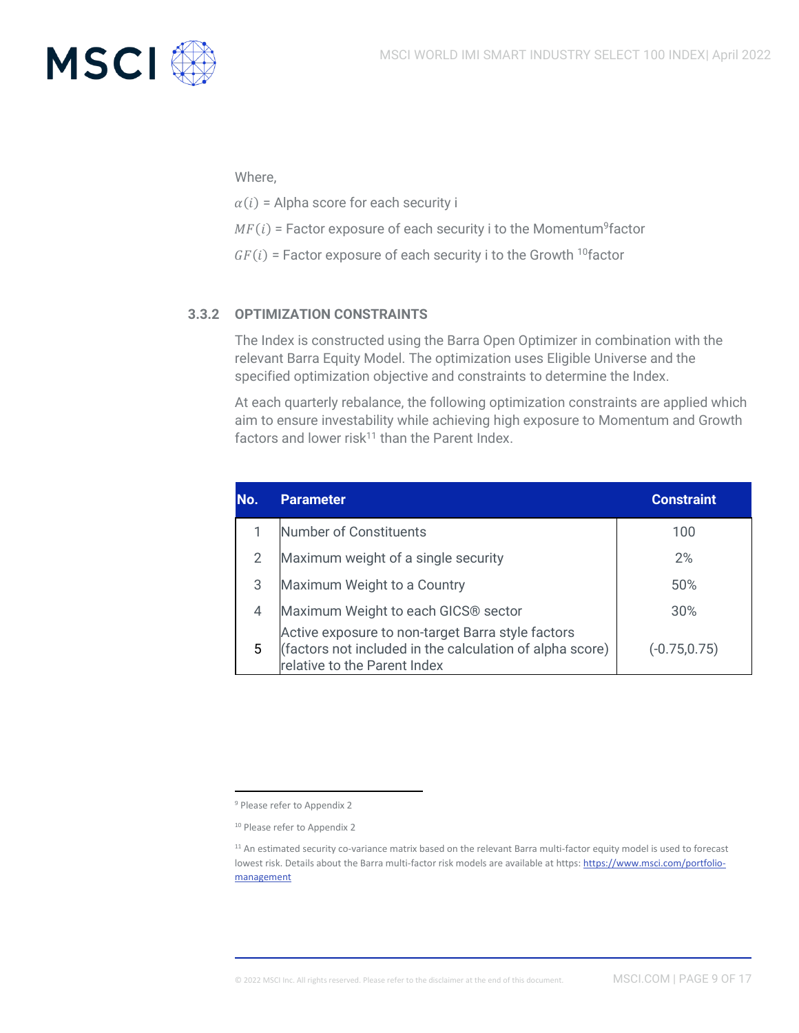Where,

$\alpha(i)$ = Alpha score for each security i

$MF(i)$ = Factor exposure of each security i to the Momentum[9] factor

$GF(i)$ = Factor exposure of each security i to the Growth [10] factor

### 3.3.2 OPTIMIZATION CONSTRAINTS

The Index is constructed using the Barra Open Optimizer in combination with the relevant Barra Equity Model. The optimization uses Eligible Universe and the specified optimization objective and constraints to determine the Index.

At each quarterly rebalance, the following optimization constraints are applied which aim to ensure investability while achieving high exposure to Momentum and Growth factors and lower risk[11] than the Parent Index.

| No. | Parameter | Constraint |
|---|---|---|
| 1 | Number of Constituents | 100 |
| 2 | Maximum weight of a single security | 2% |
| 3 | Maximum Weight to a Country | 50% |
| 4 | Maximum Weight to each GICS® sector | 30% |
| 5 | Active exposure to non-target Barra style factors (factors not included in the calculation of alpha score) relative to the Parent Index | (-0.75,0.75) |

---

[9] Please refer to Appendix 2

[10] Please refer to Appendix 2

[11] An estimated security co-variance matrix based on the relevant Barra multi-factor equity model is used to forecast lowest risk. Details about the Barra multi-factor risk models are available at https: https://www.msci.com/portfolio-management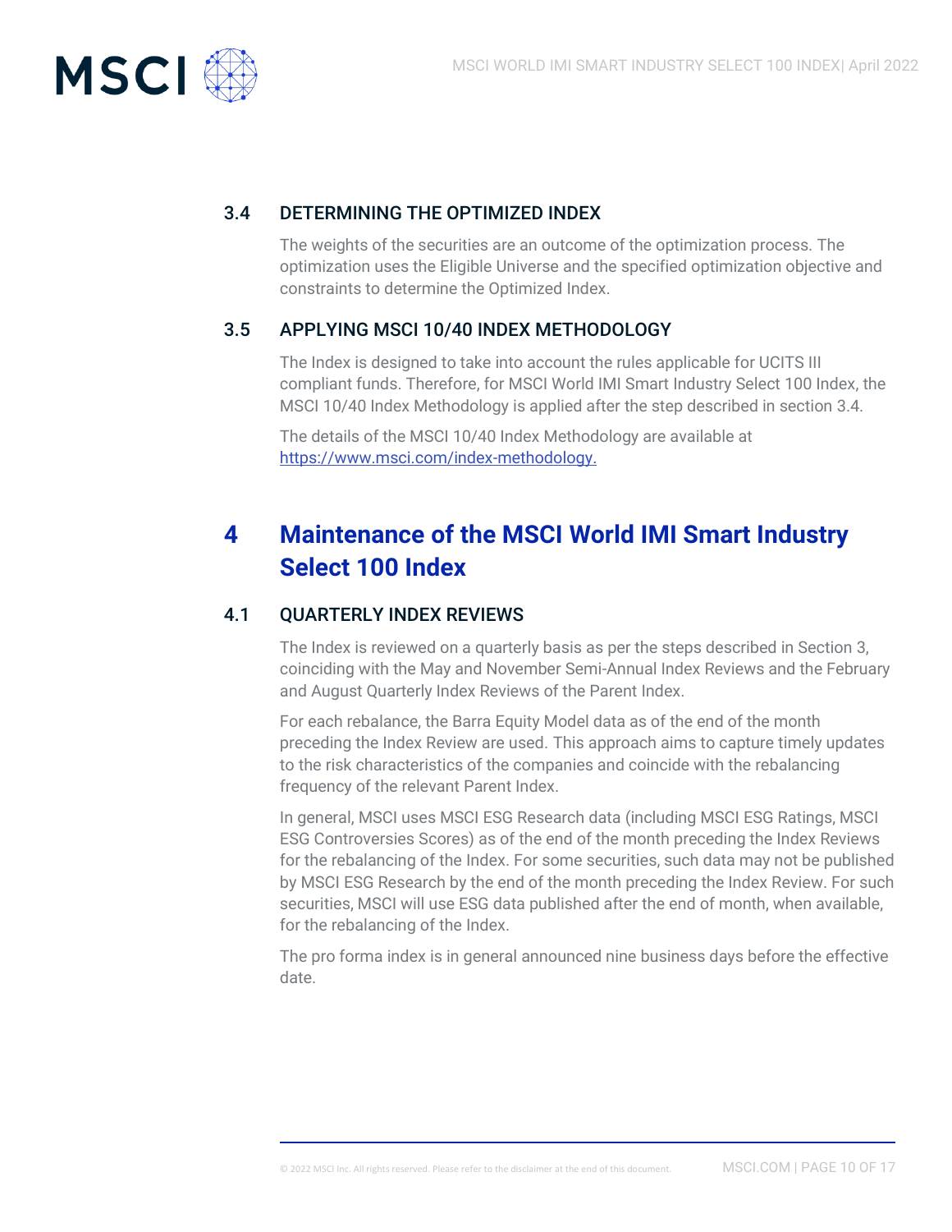### 3.4 DETERMINING THE OPTIMIZED INDEX

The weights of the securities are an outcome of the optimization process. The optimization uses the Eligible Universe and the specified optimization objective and constraints to determine the Optimized Index.

### 3.5 APPLYING MSCI 10/40 INDEX METHODOLOGY

The Index is designed to take into account the rules applicable for UCITS III compliant funds. Therefore, for MSCI World IMI Smart Industry Select 100 Index, the MSCI 10/40 Index Methodology is applied after the step described in section 3.4.

The details of the MSCI 10/40 Index Methodology are available at https://www.msci.com/index-methodology.

## 4 Maintenance of the MSCI World IMI Smart Industry Select 100 Index

### 4.1 QUARTERLY INDEX REVIEWS

The Index is reviewed on a quarterly basis as per the steps described in Section 3, coinciding with the May and November Semi-Annual Index Reviews and the February and August Quarterly Index Reviews of the Parent Index.

For each rebalance, the Barra Equity Model data as of the end of the month preceding the Index Review are used. This approach aims to capture timely updates to the risk characteristics of the companies and coincide with the rebalancing frequency of the relevant Parent Index.

In general, MSCI uses MSCI ESG Research data (including MSCI ESG Ratings, MSCI ESG Controversies Scores) as of the end of the month preceding the Index Reviews for the rebalancing of the Index. For some securities, such data may not be published by MSCI ESG Research by the end of the month preceding the Index Review. For such securities, MSCI will use ESG data published after the end of month, when available, for the rebalancing of the Index.

The pro forma index is in general announced nine business days before the effective date.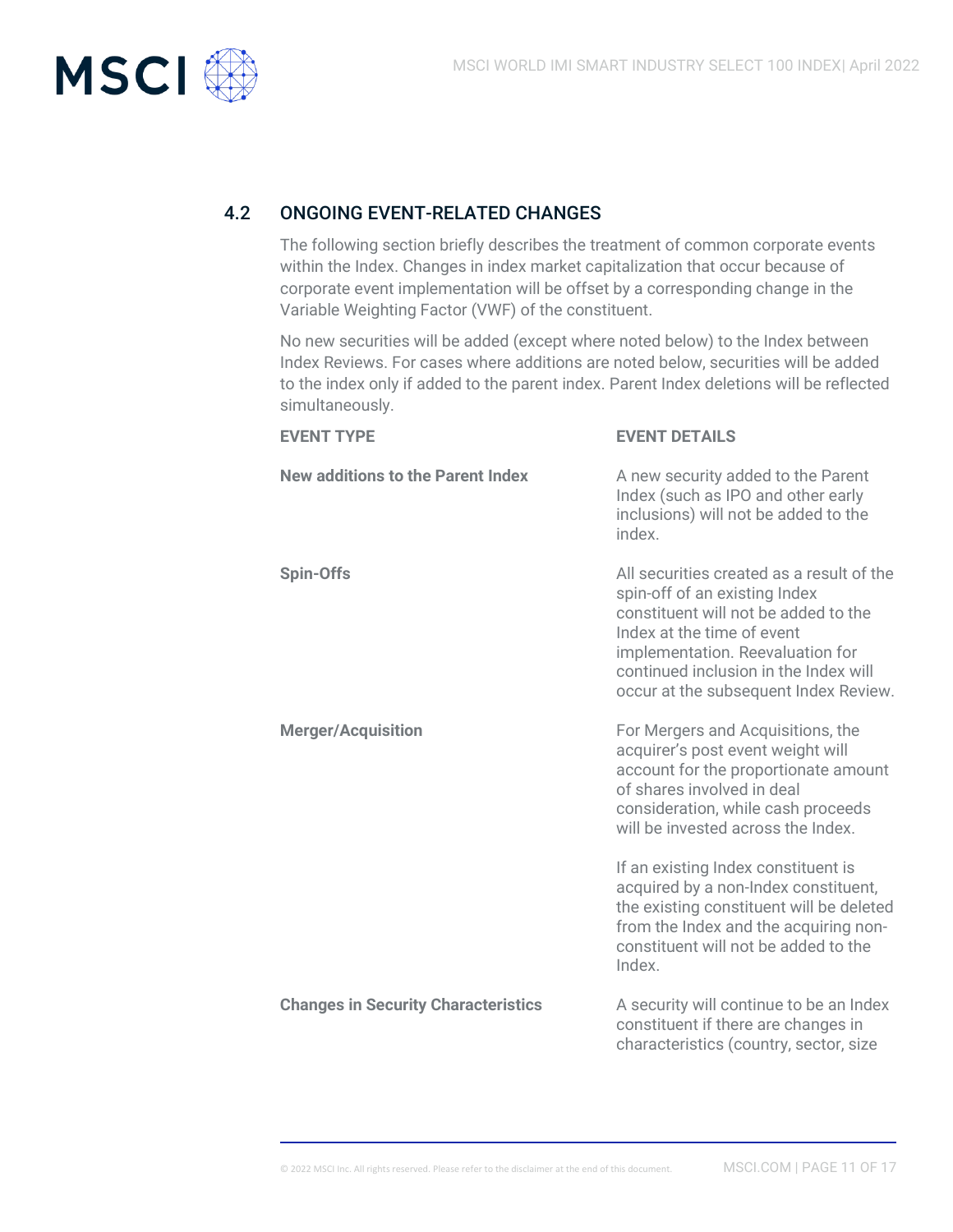## 4.2 ONGOING EVENT-RELATED CHANGES

The following section briefly describes the treatment of common corporate events within the Index. Changes in index market capitalization that occur because of corporate event implementation will be offset by a corresponding change in the Variable Weighting Factor (VWF) of the constituent.

No new securities will be added (except where noted below) to the Index between Index Reviews. For cases where additions are noted below, securities will be added to the index only if added to the parent index. Parent Index deletions will be reflected simultaneously.

| EVENT TYPE | EVENT DETAILS |
|---|---|
| **New additions to the Parent Index** | A new security added to the Parent Index (such as IPO and other early inclusions) will not be added to the index. |
| **Spin-Offs** | All securities created as a result of the spin-off of an existing Index constituent will not be added to the Index at the time of event implementation. Reevaluation for continued inclusion in the Index will occur at the subsequent Index Review. |
| **Merger/Acquisition** | For Mergers and Acquisitions, the acquirer's post event weight will account for the proportionate amount of shares involved in deal consideration, while cash proceeds will be invested across the Index.<br><br>If an existing Index constituent is acquired by a non-Index constituent, the existing constituent will be deleted from the Index and the acquiring non-constituent will not be added to the Index. |
| **Changes in Security Characteristics** | A security will continue to be an Index constituent if there are changes in characteristics (country, sector, size |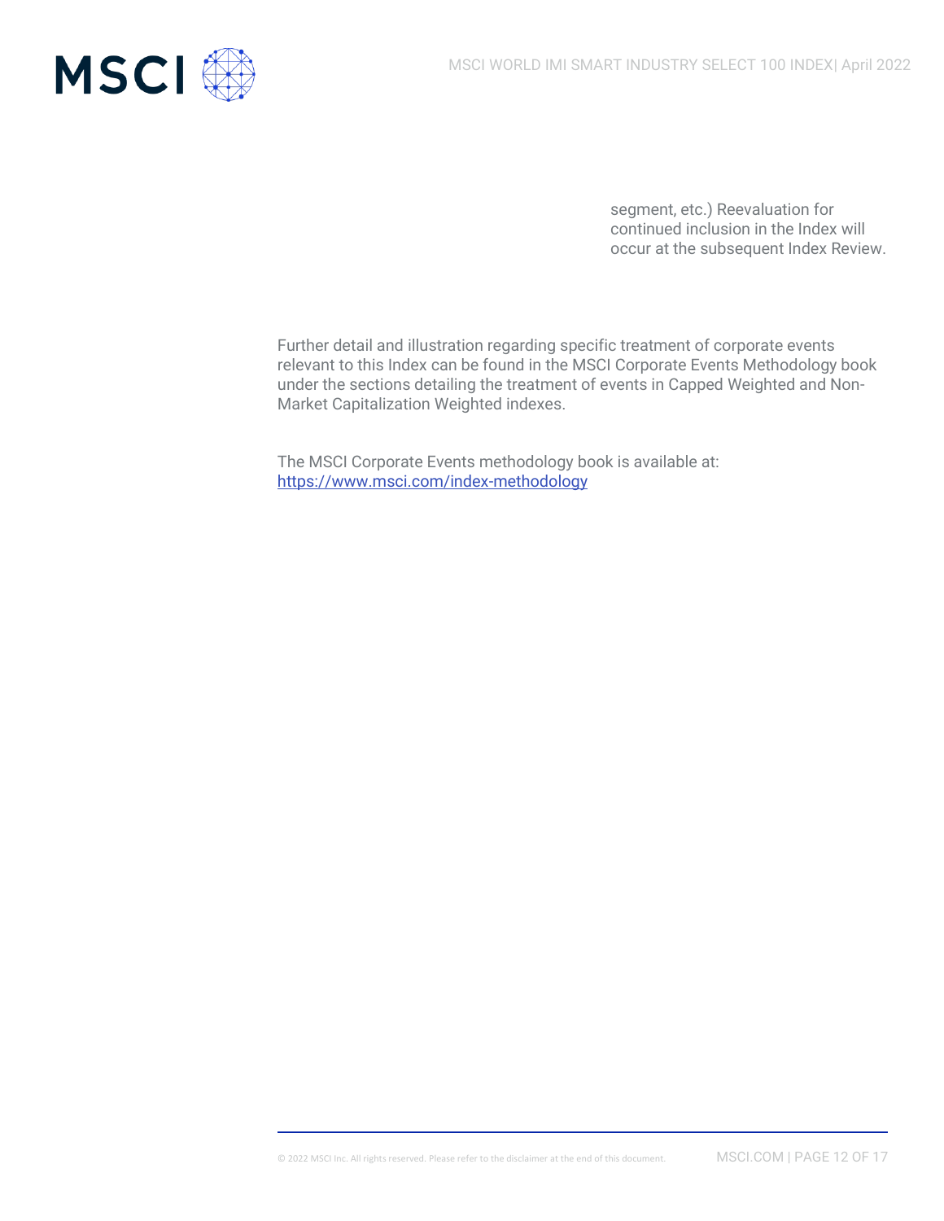segment, etc.) Reevaluation for continued inclusion in the Index will occur at the subsequent Index Review.

Further detail and illustration regarding specific treatment of corporate events relevant to this Index can be found in the MSCI Corporate Events Methodology book under the sections detailing the treatment of events in Capped Weighted and Non-Market Capitalization Weighted indexes.

The MSCI Corporate Events methodology book is available at: [https://www.msci.com/index-methodology](https://www.msci.com/index-methodology)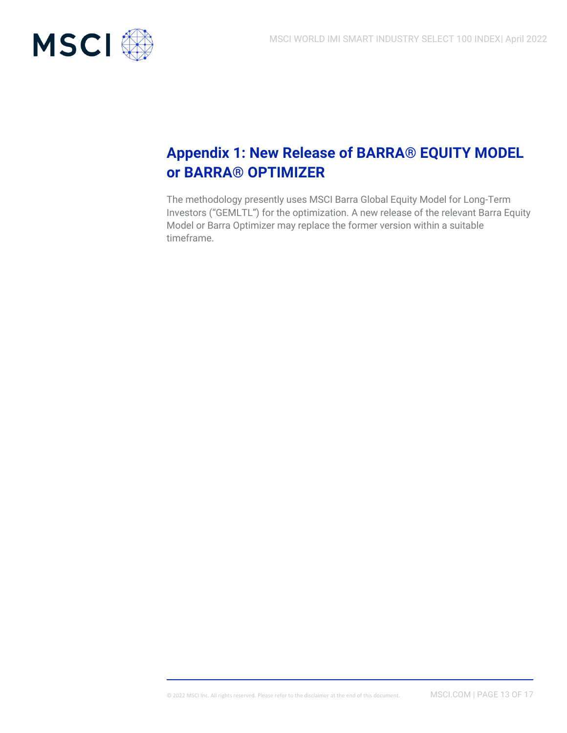# Appendix 1: New Release of BARRA® EQUITY MODEL or BARRA® OPTIMIZER

The methodology presently uses MSCI Barra Global Equity Model for Long-Term Investors ("GEMLTL") for the optimization. A new release of the relevant Barra Equity Model or Barra Optimizer may replace the former version within a suitable timeframe.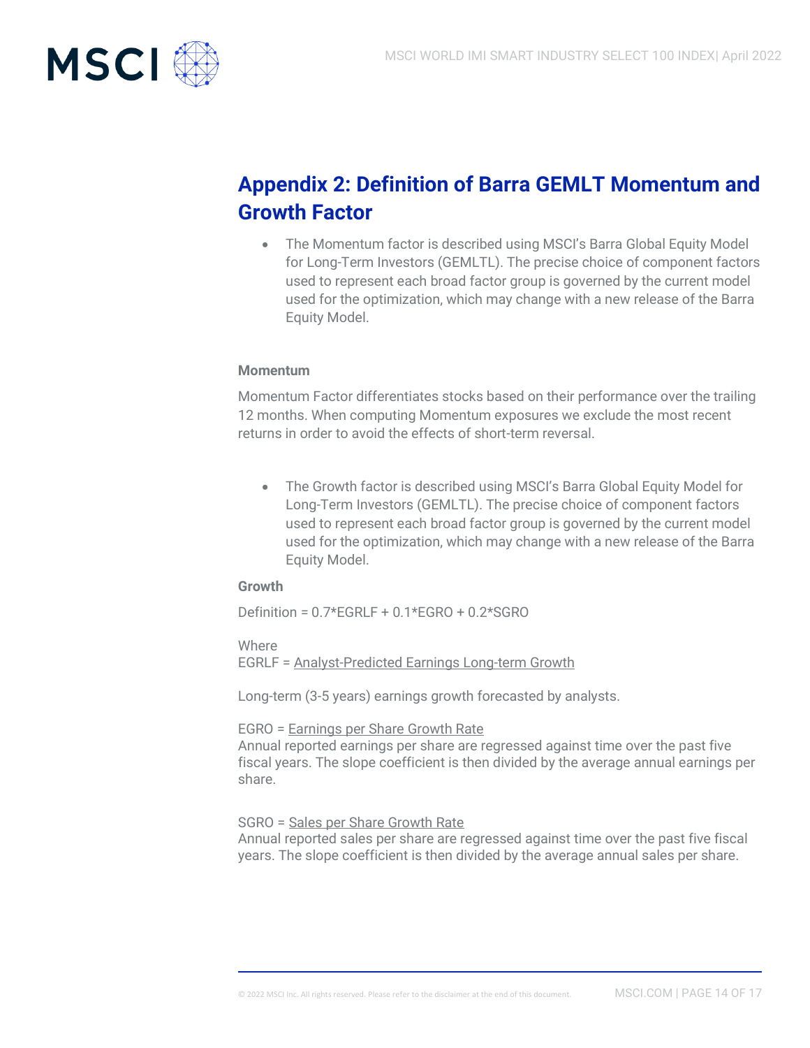## Appendix 2: Definition of Barra GEMLT Momentum and Growth Factor

- The Momentum factor is described using MSCI's Barra Global Equity Model for Long-Term Investors (GEMLTL). The precise choice of component factors used to represent each broad factor group is governed by the current model used for the optimization, which may change with a new release of the Barra Equity Model.

**Momentum**

Momentum Factor differentiates stocks based on their performance over the trailing 12 months. When computing Momentum exposures we exclude the most recent returns in order to avoid the effects of short-term reversal.

- The Growth factor is described using MSCI's Barra Global Equity Model for Long-Term Investors (GEMLTL). The precise choice of component factors used to represent each broad factor group is governed by the current model used for the optimization, which may change with a new release of the Barra Equity Model.

**Growth**

Definition = 0.7*EGRLF + 0.1*EGRO + 0.2*SGRO

Where
EGRLF = Analyst-Predicted Earnings Long-term Growth

Long-term (3-5 years) earnings growth forecasted by analysts.

EGRO = Earnings per Share Growth Rate
Annual reported earnings per share are regressed against time over the past five fiscal years. The slope coefficient is then divided by the average annual earnings per share.

SGRO = Sales per Share Growth Rate
Annual reported sales per share are regressed against time over the past five fiscal years. The slope coefficient is then divided by the average annual sales per share.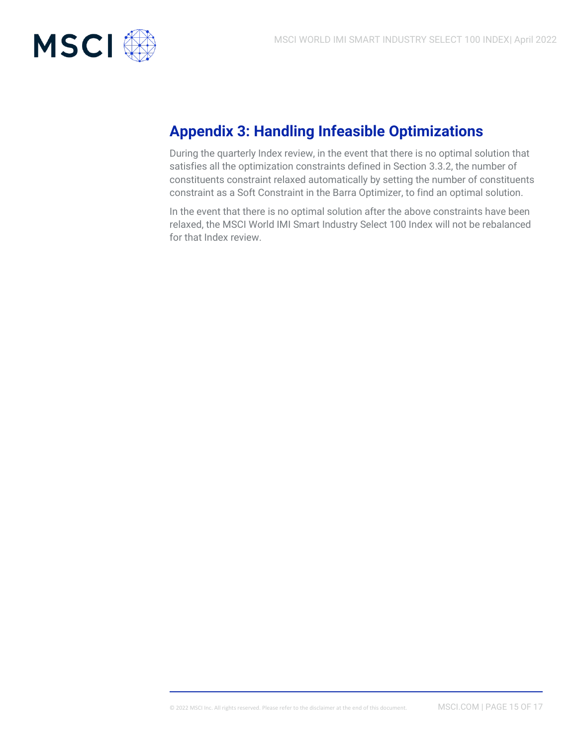## Appendix 3: Handling Infeasible Optimizations

During the quarterly Index review, in the event that there is no optimal solution that satisfies all the optimization constraints defined in Section 3.3.2, the number of constituents constraint relaxed automatically by setting the number of constituents constraint as a Soft Constraint in the Barra Optimizer, to find an optimal solution.

In the event that there is no optimal solution after the above constraints have been relaxed, the MSCI World IMI Smart Industry Select 100 Index will not be rebalanced for that Index review.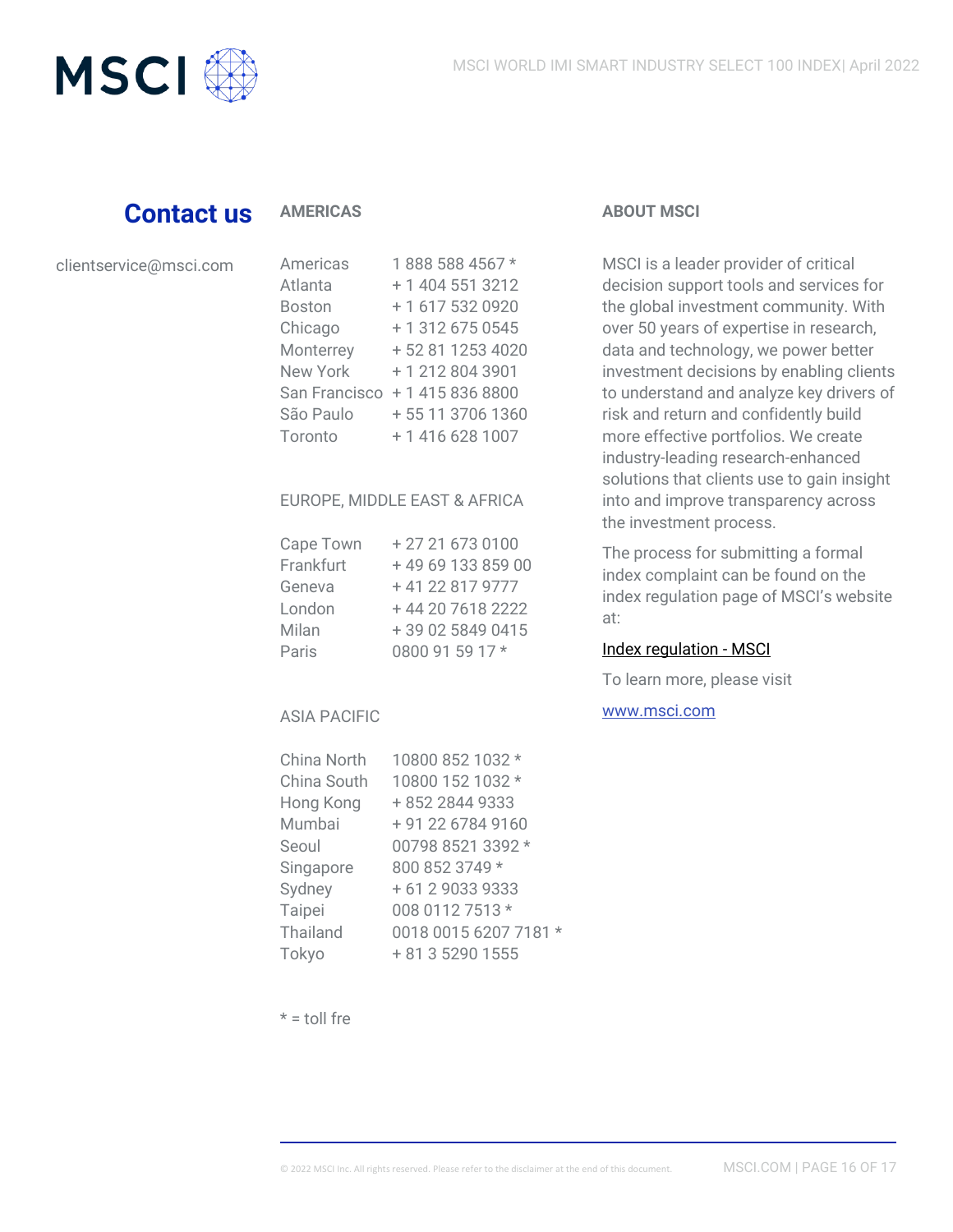## Contact us

clientservice@msci.com

### AMERICAS

| | |
|---|---|
| Americas | 1 888 588 4567 * |
| Atlanta | + 1 404 551 3212 |
| Boston | + 1 617 532 0920 |
| Chicago | + 1 312 675 0545 |
| Monterrey | + 52 81 1253 4020 |
| New York | + 1 212 804 3901 |
| San Francisco | + 1 415 836 8800 |
| São Paulo | + 55 11 3706 1360 |
| Toronto | + 1 416 628 1007 |

### EUROPE, MIDDLE EAST & AFRICA

| | |
|---|---|
| Cape Town | + 27 21 673 0100 |
| Frankfurt | + 49 69 133 859 00 |
| Geneva | + 41 22 817 9777 |
| London | + 44 20 7618 2222 |
| Milan | + 39 02 5849 0415 |
| Paris | 0800 91 59 17 * |

### ASIA PACIFIC

| | |
|---|---|
| China North | 10800 852 1032 * |
| China South | 10800 152 1032 * |
| Hong Kong | + 852 2844 9333 |
| Mumbai | + 91 22 6784 9160 |
| Seoul | 00798 8521 3392 * |
| Singapore | 800 852 3749 * |
| Sydney | + 61 2 9033 9333 |
| Taipei | 008 0112 7513 * |
| Thailand | 0018 0015 6207 7181 * |
| Tokyo | + 81 3 5290 1555 |

* = toll fre

### ABOUT MSCI

MSCI is a leader provider of critical decision support tools and services for the global investment community. With over 50 years of expertise in research, data and technology, we power better investment decisions by enabling clients to understand and analyze key drivers of risk and return and confidently build more effective portfolios. We create industry-leading research-enhanced solutions that clients use to gain insight into and improve transparency across the investment process.

The process for submitting a formal index complaint can be found on the index regulation page of MSCI's website at:

Index regulation - MSCI

To learn more, please visit

www.msci.com

© 2022 MSCI Inc. All rights reserved. Please refer to the disclaimer at the end of this document.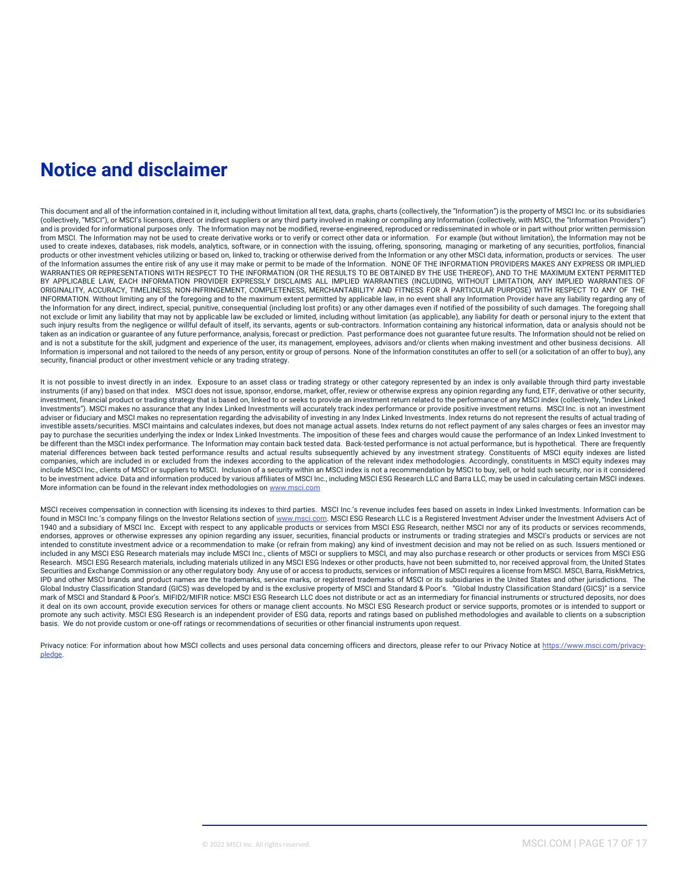# Notice and disclaimer

This document and all of the information contained in it, including without limitation all text, data, graphs, charts (collectively, the "Information") is the property of MSCI Inc. or its subsidiaries (collectively, "MSCI"), or MSCI's licensors, direct or indirect suppliers or any third party involved in making or compiling any Information (collectively, with MSCI, the "Information Providers") and is provided for informational purposes only. The Information may not be modified, reverse-engineered, reproduced or redisseminated in whole or in part without prior written permission from MSCI. The Information may not be used to create derivative works or to verify or correct other data or information. For example (but without limitation), the Information may not be used to create indexes, databases, risk models, analytics, software, or in connection with the issuing, offering, sponsoring, managing or marketing of any securities, portfolios, financial products or other investment vehicles utilizing or based on, linked to, tracking or otherwise derived from the Information or any other MSCI data, information, products or services. The user of the Information assumes the entire risk of any use it may make or permit to be made of the Information. NONE OF THE INFORMATION PROVIDERS MAKES ANY EXPRESS OR IMPLIED WARRANTIES OR REPRESENTATIONS WITH RESPECT TO THE INFORMATION (OR THE RESULTS TO BE OBTAINED BY THE USE THEREOF), AND TO THE MAXIMUM EXTENT PERMITTED BY APPLICABLE LAW, EACH INFORMATION PROVIDER EXPRESSLY DISCLAIMS ALL IMPLIED WARRANTIES (INCLUDING, WITHOUT LIMITATION, ANY IMPLIED WARRANTIES OF ORIGINALITY, ACCURACY, TIMELINESS, NON-INFRINGEMENT, COMPLETENESS, MERCHANTABILITY AND FITNESS FOR A PARTICULAR PURPOSE) WITH RESPECT TO ANY OF THE INFORMATION. Without limiting any of the foregoing and to the maximum extent permitted by applicable law, in no event shall any Information Provider have any liability regarding any of the Information for any direct, indirect, special, punitive, consequential (including lost profits) or any other damages even if notified of the possibility of such damages. The foregoing shall not exclude or limit any liability that may not by applicable law be excluded or limited, including without limitation (as applicable), any liability for death or personal injury to the extent that such injury results from the negligence or willful default of itself, its servants, agents or sub-contractors. Information containing any historical information, data or analysis should not be taken as an indication or guarantee of any future performance, analysis, forecast or prediction. Past performance does not guarantee future results. The Information should not be relied on and is not a substitute for the skill, judgment and experience of the user, its management, employees, advisors and/or clients when making investment and other business decisions. All Information is impersonal and not tailored to the needs of any person, entity or group of persons. None of the Information constitutes an offer to sell (or a solicitation of an offer to buy), any security, financial product or other investment vehicle or any trading strategy.

It is not possible to invest directly in an index. Exposure to an asset class or trading strategy or other category represented by an index is only available through third party investable instruments (if any) based on that index. MSCI does not issue, sponsor, endorse, market, offer, review or otherwise express any opinion regarding any fund, ETF, derivative or other security, investment, financial product or trading strategy that is based on, linked to or seeks to provide an investment return related to the performance of any MSCI index (collectively, "Index Linked Investments"). MSCI makes no assurance that any Index Linked Investments will accurately track index performance or provide positive investment returns. MSCI Inc. is not an investment adviser or fiduciary and MSCI makes no representation regarding the advisability of investing in any Index Linked Investments. Index returns do not represent the results of actual trading of investible assets/securities. MSCI maintains and calculates indexes, but does not manage actual assets. Index returns do not reflect payment of any sales charges or fees an investor may pay to purchase the securities underlying the index or Index Linked Investments. The imposition of these fees and charges would cause the performance of an Index Linked Investment to be different than the MSCI index performance. The Information may contain back tested data. Back-tested performance is not actual performance, but is hypothetical. There are frequently material differences between back tested performance results and actual results subsequently achieved by any investment strategy. Constituents of MSCI equity indexes are listed companies, which are included in or excluded from the indexes according to the application of the relevant index methodologies. Accordingly, constituents in MSCI equity indexes may include MSCI Inc., clients of MSCI or suppliers to MSCI. Inclusion of a security within an MSCI index is not a recommendation by MSCI to buy, sell, or hold such security, nor is it considered to be investment advice. Data and information produced by various affiliates of MSCI Inc., including MSCI ESG Research LLC and Barra LLC, may be used in calculating certain MSCI indexes. More information can be found in the relevant index methodologies on www.msci.com

MSCI receives compensation in connection with licensing its indexes to third parties. MSCI Inc.'s revenue includes fees based on assets in Index Linked Investments. Information can be found in MSCI Inc.'s company filings on the Investor Relations section of www.msci.com. MSCI ESG Research LLC is a Registered Investment Adviser under the Investment Advisers Act of 1940 and a subsidiary of MSCI Inc. Except with respect to any applicable products or services from MSCI ESG Research, neither MSCI nor any of its products or services recommends, endorses, approves or otherwise expresses any opinion regarding any issuer, securities, financial products or instruments or trading strategies and MSCI's products or services are not intended to constitute investment advice or a recommendation to make (or refrain from making) any kind of investment decision and may not be relied on as such. Issuers mentioned or included in any MSCI ESG Research materials may include MSCI Inc., clients of MSCI or suppliers to MSCI, and may also purchase research or other products or services from MSCI ESG Research. MSCI ESG Research materials, including materials utilized in any MSCI ESG Indexes or other products, have not been submitted to, nor received approval from, the United States Securities and Exchange Commission or any other regulatory body. Any use of or access to products, services or information of MSCI requires a license from MSCI. MSCI, Barra, RiskMetrics, IPD and other MSCI brands and product names are the trademarks, service marks, or registered trademarks of MSCI or its subsidiaries in the United States and other jurisdictions. The Global Industry Classification Standard (GICS) was developed by and is the exclusive property of MSCI and Standard & Poor's. "Global Industry Classification Standard (GICS)" is a service mark of MSCI and Standard & Poor's. MIFID2/MIFIR notice: MSCI ESG Research LLC does not distribute or act as an intermediary for financial instruments or structured deposits, nor does it deal on its own account, provide execution services for others or manage client accounts. No MSCI ESG Research product or service supports, promotes or is intended to support or promote any such activity. MSCI ESG Research is an independent provider of ESG data, reports and ratings based on published methodologies and available to clients on a subscription basis. We do not provide custom or one-off ratings or recommendations of securities or other financial instruments upon request.

Privacy notice: For information about how MSCI collects and uses personal data concerning officers and directors, please refer to our Privacy Notice at https://www.msci.com/privacy-pledge.